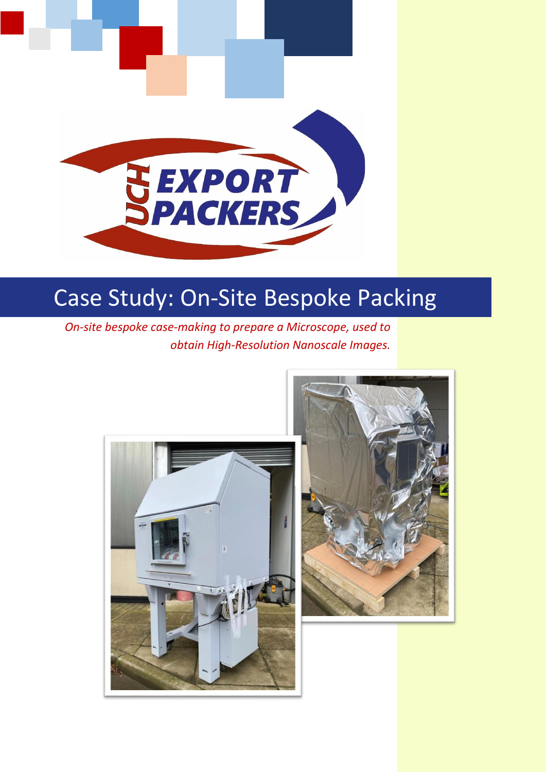# Case Study: On-Site Bespoke Packing

*On-site bespoke case-making to prepare a Microscope, used to obtain High-Resolution Nanoscale Images.*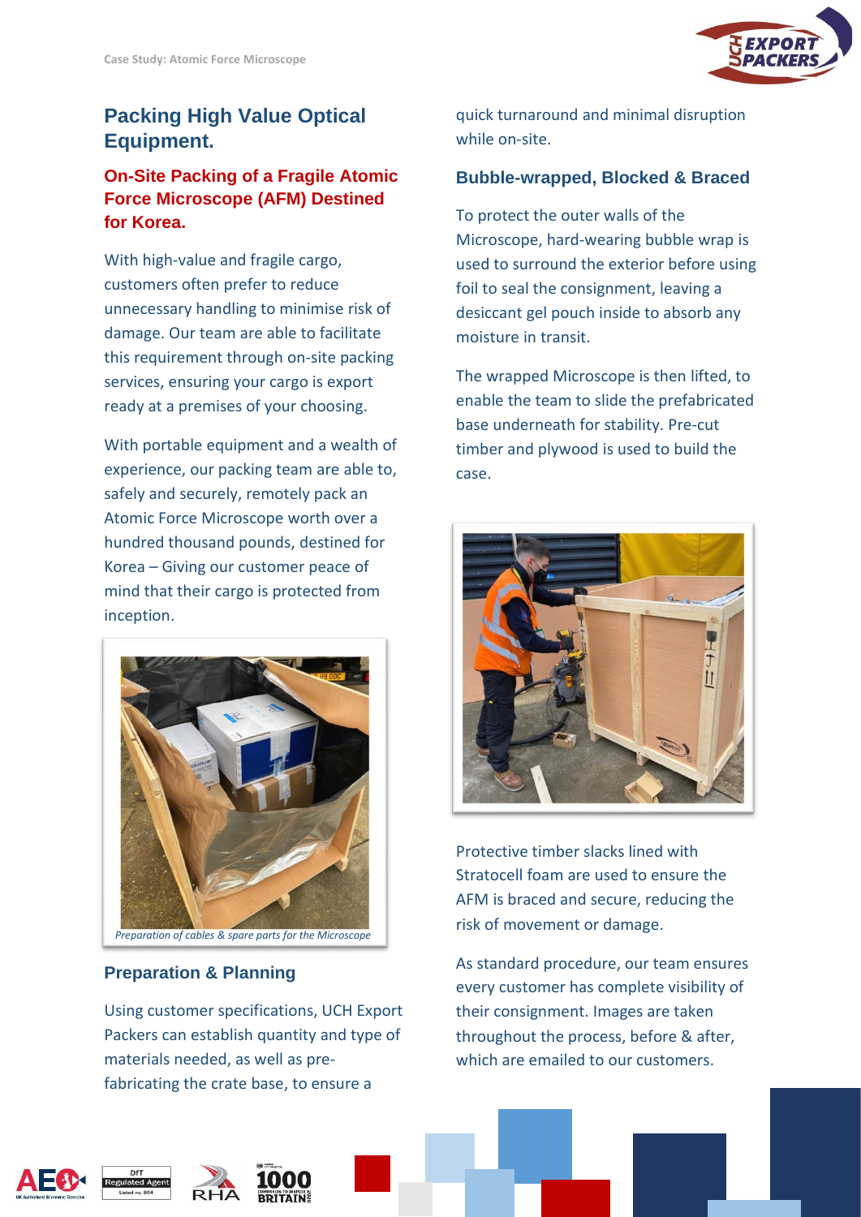# Packing High Value Optical Equipment.

## On-Site Packing of a Fragile Atomic Force Microscope (AFM) Destined for Korea.

With high-value and fragile cargo, customers often prefer to reduce unnecessary handling to minimise risk of damage. Our team are able to facilitate this requirement through on-site packing services, ensuring your cargo is export ready at a premises of your choosing.

With portable equipment and a wealth of experience, our packing team are able to, safely and securely, remotely pack an Atomic Force Microscope worth over a hundred thousand pounds, destined for Korea – Giving our customer peace of mind that their cargo is protected from inception.

*Preparation of cables & spare parts for the Microscope*

### Preparation & Planning

Using customer specifications, UCH Export Packers can establish quantity and type of materials needed, as well as pre-fabricating the crate base, to ensure a quick turnaround and minimal disruption while on-site.

### Bubble-wrapped, Blocked & Braced

To protect the outer walls of the Microscope, hard-wearing bubble wrap is used to surround the exterior before using foil to seal the consignment, leaving a desiccant gel pouch inside to absorb any moisture in transit.

The wrapped Microscope is then lifted, to enable the team to slide the prefabricated base underneath for stability. Pre-cut timber and plywood is used to build the case.

Protective timber slacks lined with Stratocell foam are used to ensure the AFM is braced and secure, reducing the risk of movement or damage.

As standard procedure, our team ensures every customer has complete visibility of their consignment. Images are taken throughout the process, before & after, which are emailed to our customers.